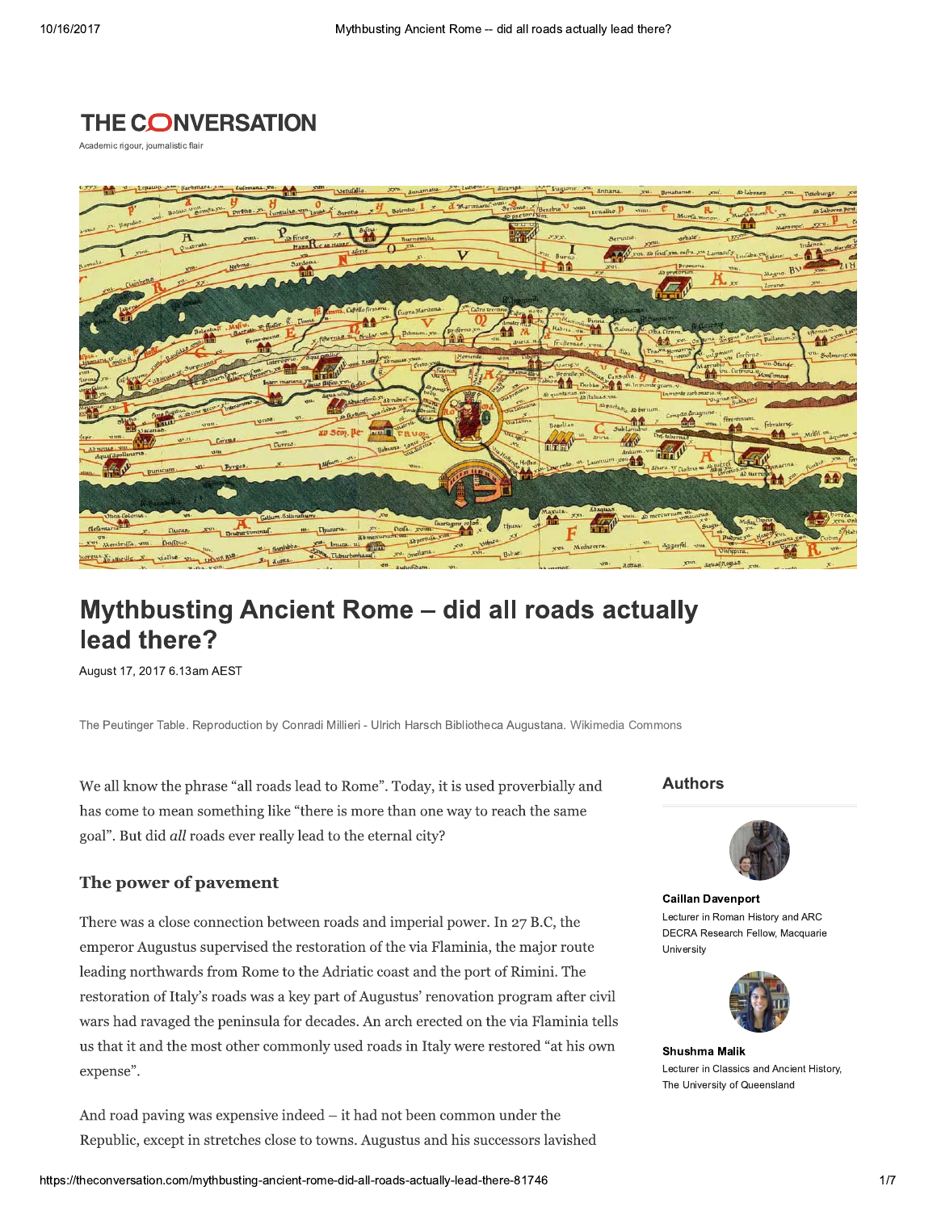THE CONVERSATION

Academic rigour, journalistic flair

# Mythbusting Ancient Rome – did all roads actually lead there?

August 17, 2017 6.13am AEST

The Peutinger Table. Reproduction by Conradi Millieri - Ulrich Harsch Bibliotheca Augustana. Wikimedia Commons

We all know the phrase "all roads lead to Rome". Today, it is used proverbially and has come to mean something like "there is more than one way to reach the same goal". But did *all* roads ever really lead to the eternal city?

## The power of pavement

There was a close connection between roads and imperial power. In 27 B.C, the emperor Augustus supervised the restoration of the via Flaminia, the major route leading northwards from Rome to the Adriatic coast and the port of Rimini. The restoration of Italy's roads was a key part of Augustus' renovation program after civil wars had ravaged the peninsula for decades. An arch erected on the via Flaminia tells us that it and the most other commonly used roads in Italy were restored "at his own expense".

And road paving was expensive indeed – it had not been common under the Republic, except in stretches close to towns. Augustus and his successors lavished

**Authors**

**Caillan Davenport**
Lecturer in Roman History and ARC DECRA Research Fellow, Macquarie University

**Shushma Malik**
Lecturer in Classics and Ancient History, The University of Queensland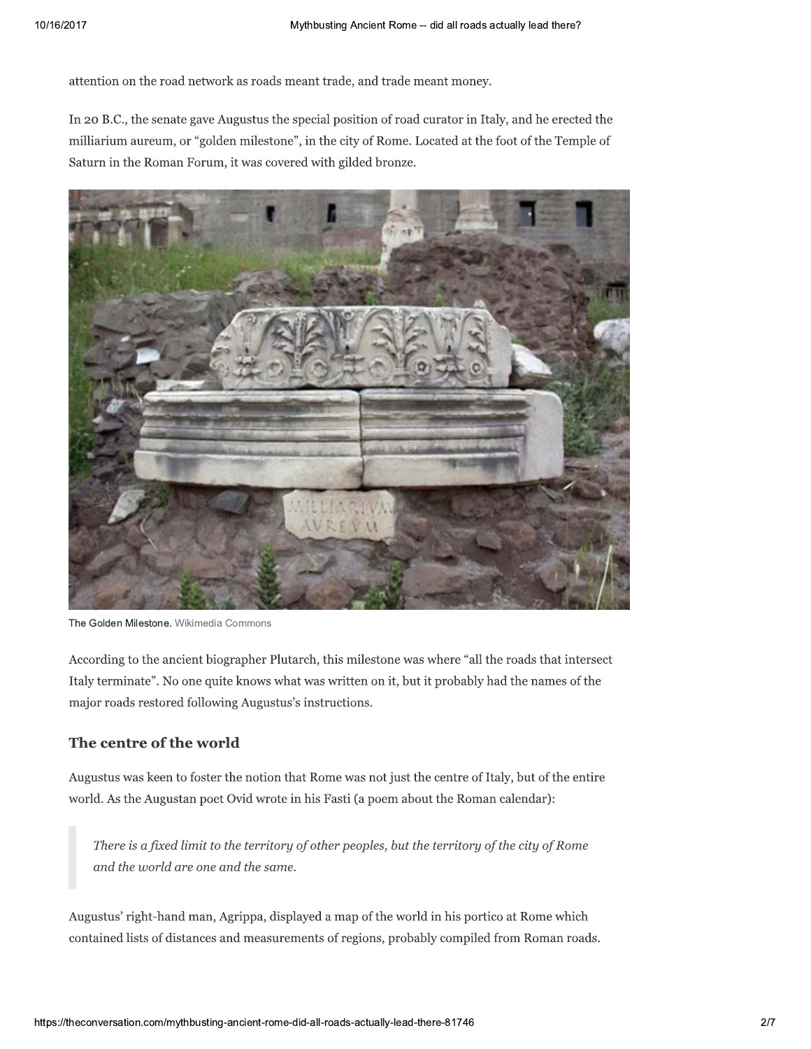attention on the road network as roads meant trade, and trade meant money.

In 20 B.C., the senate gave Augustus the special position of road curator in Italy, and he erected the milliarium aureum, or "golden milestone", in the city of Rome. Located at the foot of the Temple of Saturn in the Roman Forum, it was covered with gilded bronze.

The Golden Milestone. Wikimedia Commons

According to the ancient biographer Plutarch, this milestone was where "all the roads that intersect Italy terminate". No one quite knows what was written on it, but it probably had the names of the major roads restored following Augustus's instructions.

## The centre of the world

Augustus was keen to foster the notion that Rome was not just the centre of Italy, but of the entire world. As the Augustan poet Ovid wrote in his Fasti (a poem about the Roman calendar):

> *There is a fixed limit to the territory of other peoples, but the territory of the city of Rome and the world are one and the same.*

Augustus' right-hand man, Agrippa, displayed a map of the world in his portico at Rome which contained lists of distances and measurements of regions, probably compiled from Roman roads.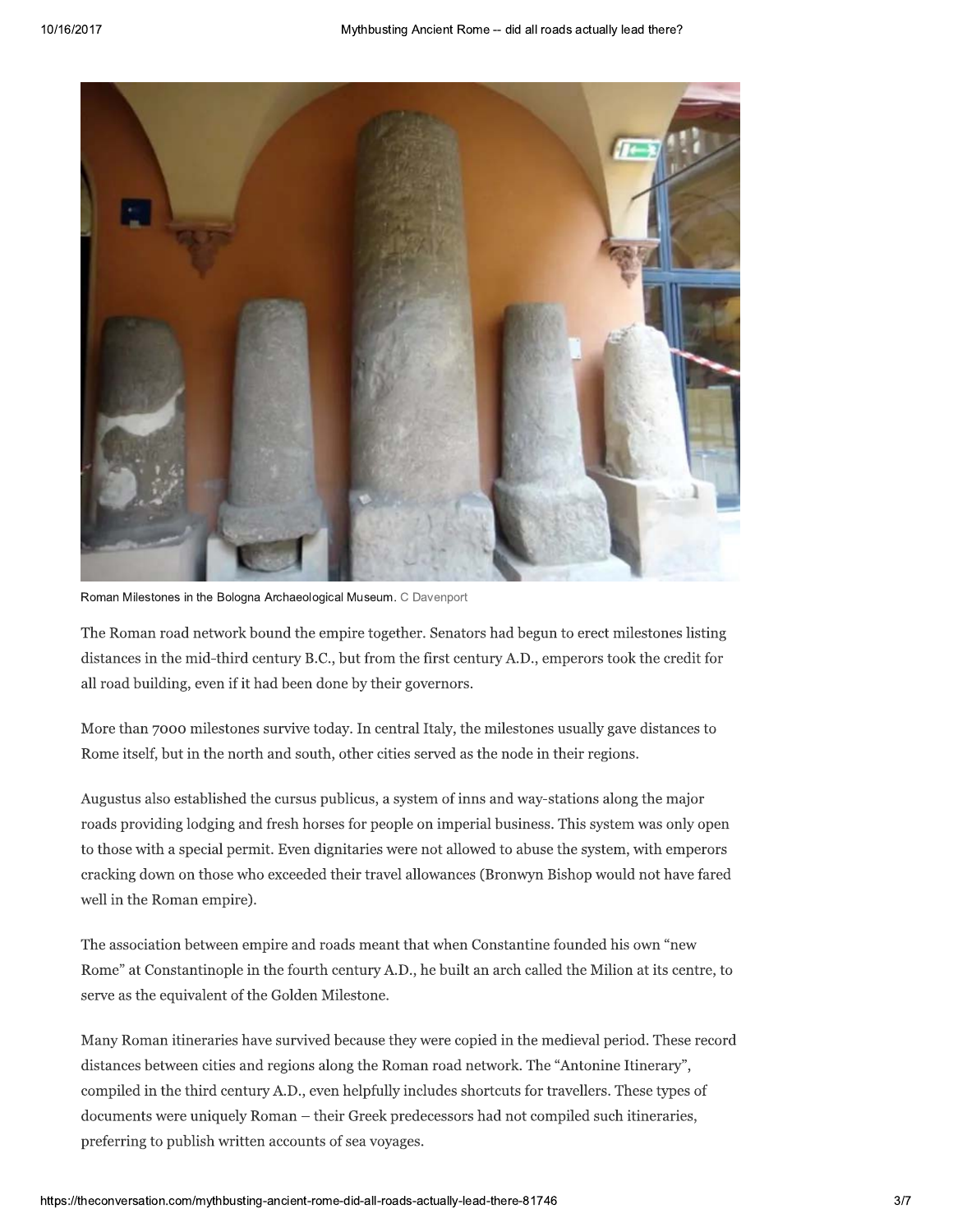Roman Milestones in the Bologna Archaeological Museum. C Davenport

The Roman road network bound the empire together. Senators had begun to erect milestones listing distances in the mid-third century B.C., but from the first century A.D., emperors took the credit for all road building, even if it had been done by their governors.

More than 7000 milestones survive today. In central Italy, the milestones usually gave distances to Rome itself, but in the north and south, other cities served as the node in their regions.

Augustus also established the cursus publicus, a system of inns and way-stations along the major roads providing lodging and fresh horses for people on imperial business. This system was only open to those with a special permit. Even dignitaries were not allowed to abuse the system, with emperors cracking down on those who exceeded their travel allowances (Bronwyn Bishop would not have fared well in the Roman empire).

The association between empire and roads meant that when Constantine founded his own "new Rome" at Constantinople in the fourth century A.D., he built an arch called the Milion at its centre, to serve as the equivalent of the Golden Milestone.

Many Roman itineraries have survived because they were copied in the medieval period. These record distances between cities and regions along the Roman road network. The "Antonine Itinerary", compiled in the third century A.D., even helpfully includes shortcuts for travellers. These types of documents were uniquely Roman – their Greek predecessors had not compiled such itineraries, preferring to publish written accounts of sea voyages.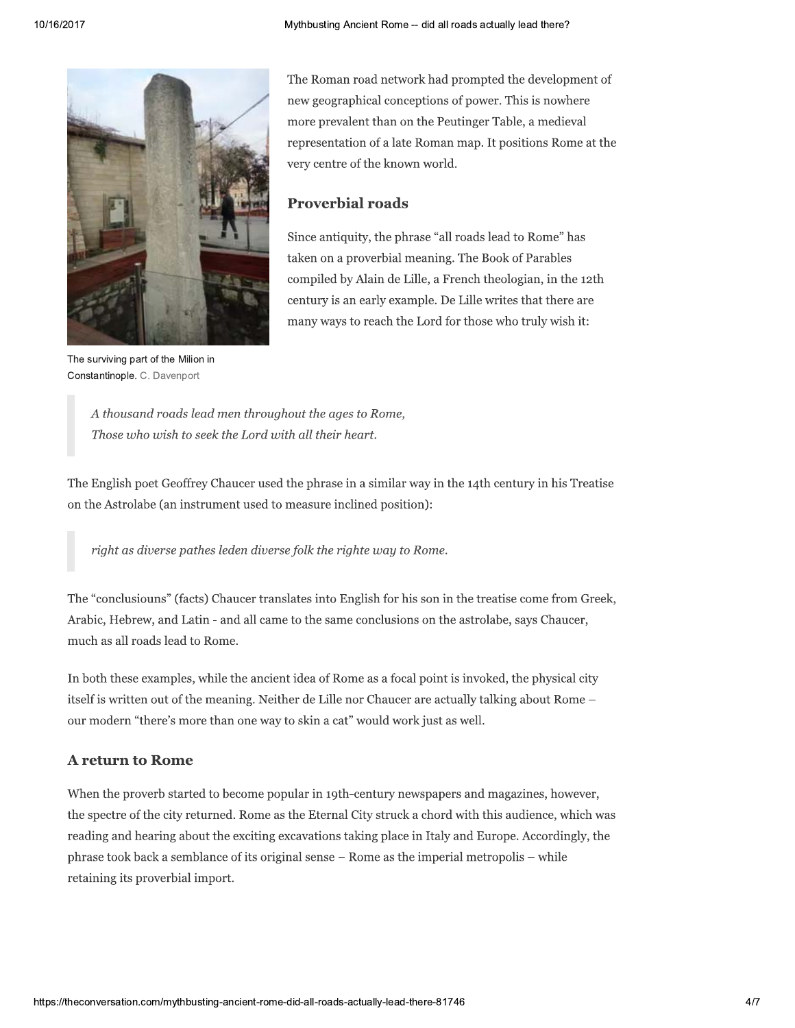The Roman road network had prompted the development of new geographical conceptions of power. This is nowhere more prevalent than on the Peutinger Table, a medieval representation of a late Roman map. It positions Rome at the very centre of the known world.

The surviving part of the Milion in Constantinople. C. Davenport

## Proverbial roads

Since antiquity, the phrase "all roads lead to Rome" has taken on a proverbial meaning. The Book of Parables compiled by Alain de Lille, a French theologian, in the 12th century is an early example. De Lille writes that there are many ways to reach the Lord for those who truly wish it:

> *A thousand roads lead men throughout the ages to Rome,*
> *Those who wish to seek the Lord with all their heart.*

The English poet Geoffrey Chaucer used the phrase in a similar way in the 14th century in his Treatise on the Astrolabe (an instrument used to measure inclined position):

> *right as diverse pathes leden diverse folk the righte way to Rome.*

The "conclusiouns" (facts) Chaucer translates into English for his son in the treatise come from Greek, Arabic, Hebrew, and Latin - and all came to the same conclusions on the astrolabe, says Chaucer, much as all roads lead to Rome.

In both these examples, while the ancient idea of Rome as a focal point is invoked, the physical city itself is written out of the meaning. Neither de Lille nor Chaucer are actually talking about Rome – our modern "there's more than one way to skin a cat" would work just as well.

## A return to Rome

When the proverb started to become popular in 19th-century newspapers and magazines, however, the spectre of the city returned. Rome as the Eternal City struck a chord with this audience, which was reading and hearing about the exciting excavations taking place in Italy and Europe. Accordingly, the phrase took back a semblance of its original sense – Rome as the imperial metropolis – while retaining its proverbial import.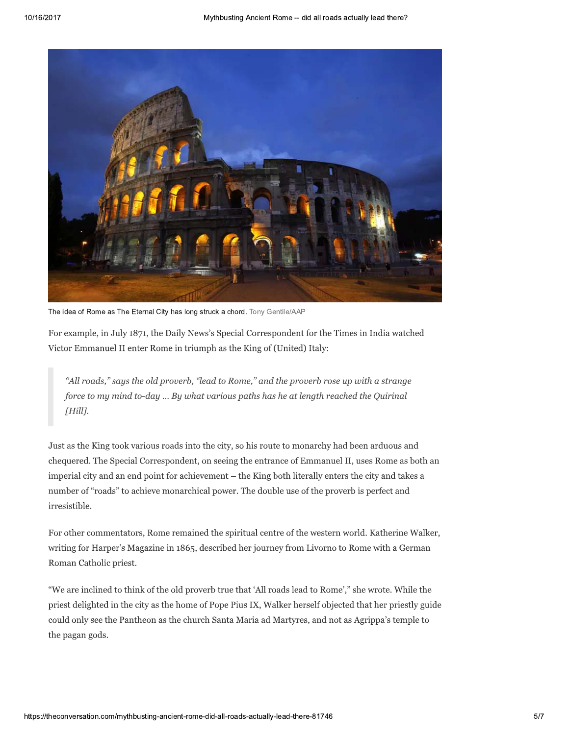The idea of Rome as The Eternal City has long struck a chord. Tony Gentile/AAP

For example, in July 1871, the Daily News's Special Correspondent for the Times in India watched Victor Emmanuel II enter Rome in triumph as the King of (United) Italy:

> *"All roads," says the old proverb, "lead to Rome," and the proverb rose up with a strange force to my mind to-day ... By what various paths has he at length reached the Quirinal [Hill].*

Just as the King took various roads into the city, so his route to monarchy had been arduous and chequered. The Special Correspondent, on seeing the entrance of Emmanuel II, uses Rome as both an imperial city and an end point for achievement – the King both literally enters the city and takes a number of "roads" to achieve monarchical power. The double use of the proverb is perfect and irresistible.

For other commentators, Rome remained the spiritual centre of the western world. Katherine Walker, writing for Harper's Magazine in 1865, described her journey from Livorno to Rome with a German Roman Catholic priest.

"We are inclined to think of the old proverb true that 'All roads lead to Rome'," she wrote. While the priest delighted in the city as the home of Pope Pius IX, Walker herself objected that her priestly guide could only see the Pantheon as the church Santa Maria ad Martyres, and not as Agrippa's temple to the pagan gods.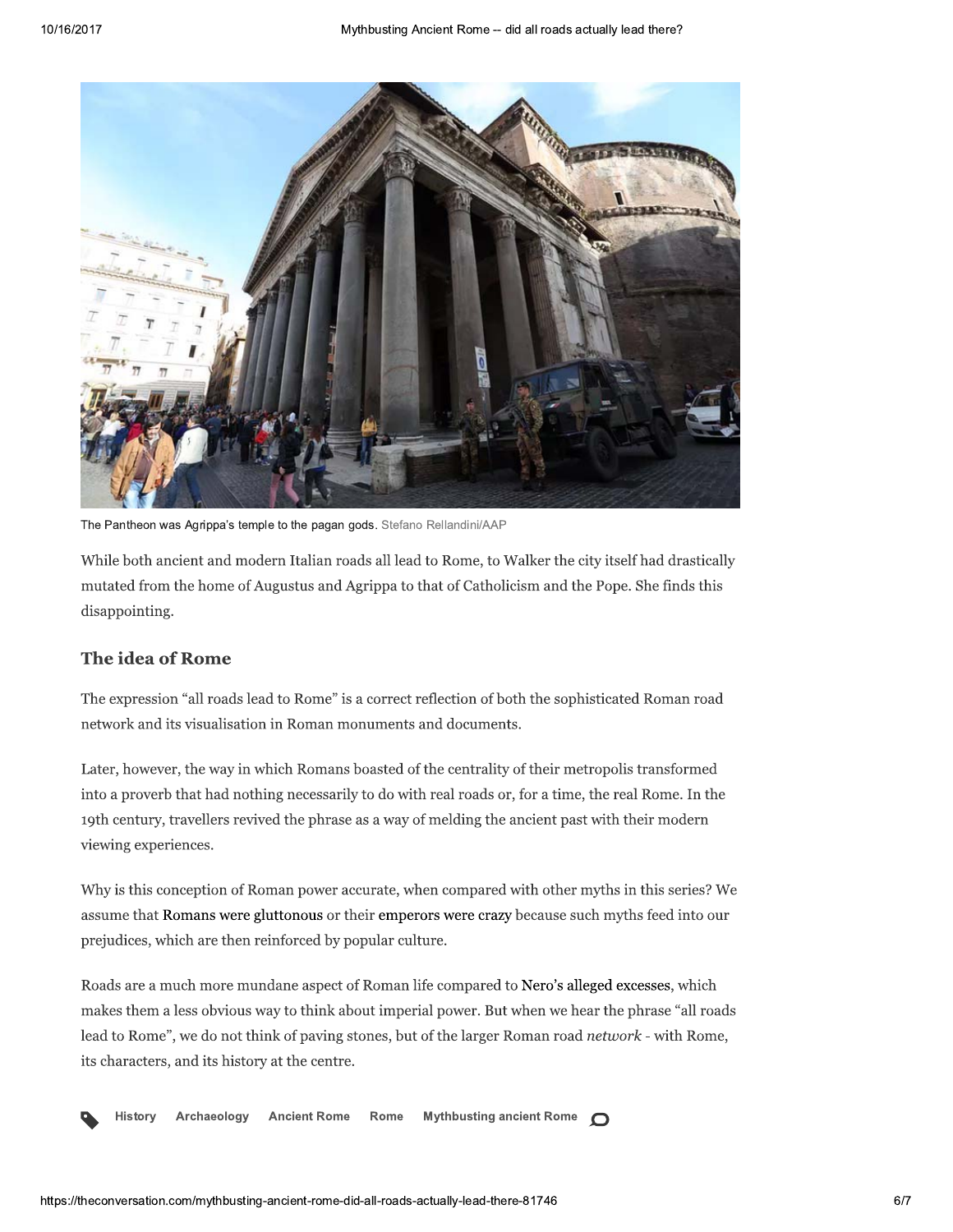The Pantheon was Agrippa's temple to the pagan gods. Stefano Rellandini/AAP

While both ancient and modern Italian roads all lead to Rome, to Walker the city itself had drastically mutated from the home of Augustus and Agrippa to that of Catholicism and the Pope. She finds this disappointing.

## The idea of Rome

The expression "all roads lead to Rome" is a correct reflection of both the sophisticated Roman road network and its visualisation in Roman monuments and documents.

Later, however, the way in which Romans boasted of the centrality of their metropolis transformed into a proverb that had nothing necessarily to do with real roads or, for a time, the real Rome. In the 19th century, travellers revived the phrase as a way of melding the ancient past with their modern viewing experiences.

Why is this conception of Roman power accurate, when compared with other myths in this series? We assume that Romans were gluttonous or their emperors were crazy because such myths feed into our prejudices, which are then reinforced by popular culture.

Roads are a much more mundane aspect of Roman life compared to Nero's alleged excesses, which makes them a less obvious way to think about imperial power. But when we hear the phrase "all roads lead to Rome", we do not think of paving stones, but of the larger Roman road *network* - with Rome, its characters, and its history at the centre.

History Archaeology Ancient Rome Rome Mythbusting ancient Rome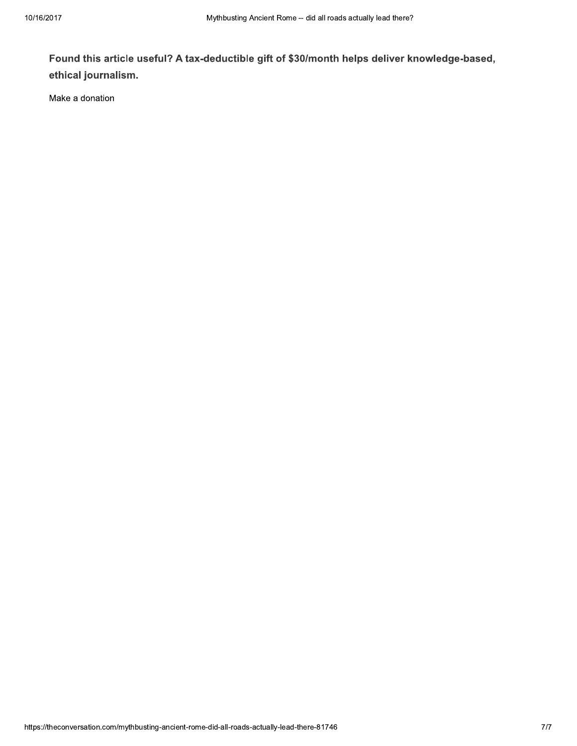**Found this article useful? A tax-deductible gift of $30/month helps deliver knowledge-based, ethical journalism.**

Make a donation